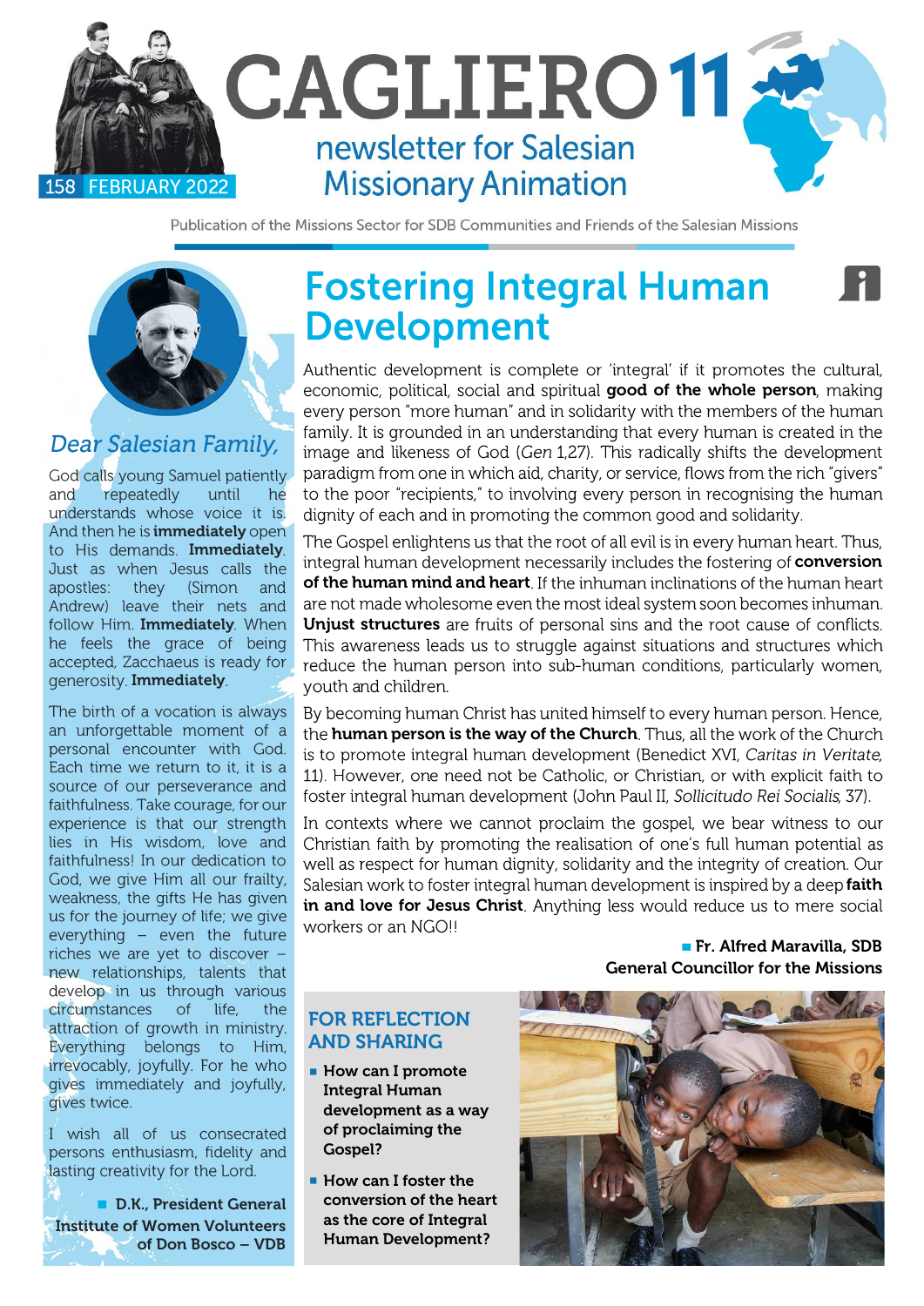# CAGLIERO 11

newsletter for Salesian Missionary Animation

158 FEBRUARY 2022

Publication of the Missions Sector for SDB Communities and Friends of the Salesian Missions

## *Dear Salesian Family,*

God calls young Samuel patiently and repeatedly until he understands whose voice it is. And then he is **immediately** open to His demands. **Immediately**. Just as when Jesus calls the apostles: they (Simon and Andrew) leave their nets and follow Him. **Immediately**. When he feels the grace of being accepted, Zacchaeus is ready for generosity. **Immediately**.

The birth of a vocation is always an unforgettable moment of a personal encounter with God. Each time we return to it, it is a source of our perseverance and faithfulness. Take courage, for our experience is that our strength lies in His wisdom, love and faithfulness! In our dedication to God, we give Him all our frailty, weakness, the gifts He has given us for the journey of life; we give everything – even the future riches we are yet to discover – new relationships, talents that develop in us through various circumstances of life, the attraction of growth in ministry. Everything belongs to Him, irrevocably, joyfully. For he who gives immediately and joyfully, gives twice.

I wish all of us consecrated persons enthusiasm, fidelity and lasting creativity for the Lord.

**D.K., President General**
**Institute of Women Volunteers of Don Bosco – VDB**

# Fostering Integral Human Development

Authentic development is complete or 'integral' if it promotes the cultural, economic, political, social and spiritual **good of the whole person**, making every person "more human" and in solidarity with the members of the human family. It is grounded in an understanding that every human is created in the image and likeness of God (*Gen* 1,27). This radically shifts the development paradigm from one in which aid, charity, or service, flows from the rich "givers" to the poor "recipients," to involving every person in recognising the human dignity of each and in promoting the common good and solidarity.

The Gospel enlightens us that the root of all evil is in every human heart. Thus, integral human development necessarily includes the fostering of **conversion of the human mind and heart**. If the inhuman inclinations of the human heart are not made wholesome even the most ideal system soon becomes inhuman. **Unjust structures** are fruits of personal sins and the root cause of conflicts. This awareness leads us to struggle against situations and structures which reduce the human person into sub-human conditions, particularly women, youth and children.

By becoming human Christ has united himself to every human person. Hence, the **human person is the way of the Church**. Thus, all the work of the Church is to promote integral human development (Benedict XVI, *Caritas in Veritate*, 11). However, one need not be Catholic, or Christian, or with explicit faith to foster integral human development (John Paul II, *Sollicitudo Rei Socialis*, 37).

In contexts where we cannot proclaim the gospel, we bear witness to our Christian faith by promoting the realisation of one's full human potential as well as respect for human dignity, solidarity and the integrity of creation. Our Salesian work to foster integral human development is inspired by a deep **faith in and love for Jesus Christ**. Anything less would reduce us to mere social workers or an NGO!!

**Fr. Alfred Maravilla, SDB**
**General Councillor for the Missions**

## FOR REFLECTION AND SHARING

- **How can I promote Integral Human development as a way of proclaiming the Gospel?**
- **How can I foster the conversion of the heart as the core of Integral Human Development?**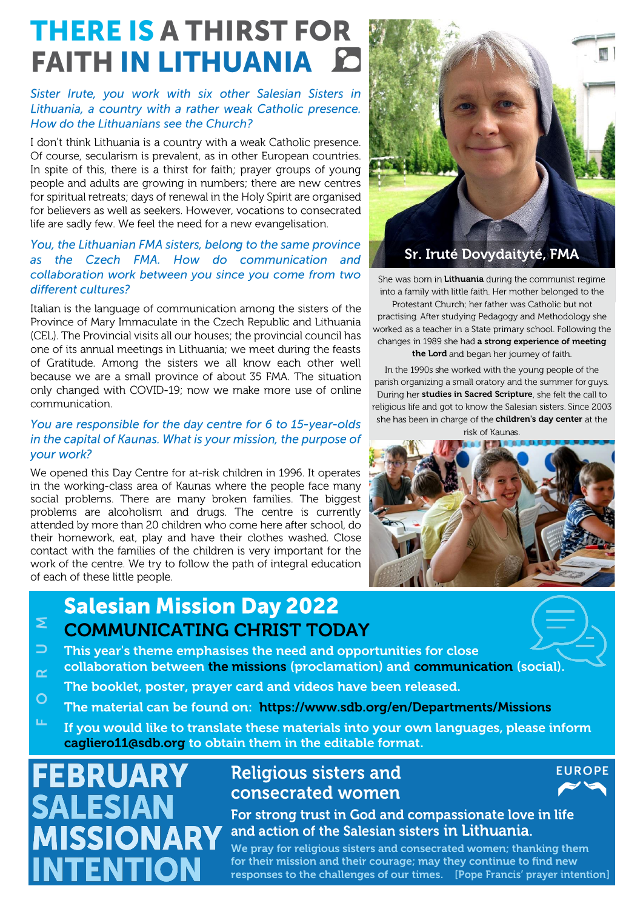# THERE IS A THIRST FOR FAITH IN LITHUANIA

*Sister Irute, you work with six other Salesian Sisters in Lithuania, a country with a rather weak Catholic presence. How do the Lithuanians see the Church?*

I don't think Lithuania is a country with a weak Catholic presence. Of course, secularism is prevalent, as in other European countries. In spite of this, there is a thirst for faith; prayer groups of young people and adults are growing in numbers; there are new centres for spiritual retreats; days of renewal in the Holy Spirit are organised for believers as well as seekers. However, vocations to consecrated life are sadly few. We feel the need for a new evangelisation.

*You, the Lithuanian FMA sisters, belong to the same province as the Czech FMA. How do communication and collaboration work between you since you come from two different cultures?*

Italian is the language of communication among the sisters of the Province of Mary Immaculate in the Czech Republic and Lithuania (CEL). The Provincial visits all our houses; the provincial council has one of its annual meetings in Lithuania; we meet during the feasts of Gratitude. Among the sisters we all know each other well because we are a small province of about 35 FMA. The situation only changed with COVID-19; now we make more use of online communication.

*You are responsible for the day centre for 6 to 15-year-olds in the capital of Kaunas. What is your mission, the purpose of your work?*

We opened this Day Centre for at-risk children in 1996. It operates in the working-class area of Kaunas where the people face many social problems. There are many broken families. The biggest problems are alcoholism and drugs. The centre is currently attended by more than 20 children who come here after school, do their homework, eat, play and have their clothes washed. Close contact with the families of the children is very important for the work of the centre. We try to follow the path of integral education of each of these little people.

**Sr. Iruté Dovydaityté, FMA**

She was born in **Lithuania** during the communist regime into a family with little faith. Her mother belonged to the Protestant Church; her father was Catholic but not practising. After studying Pedagogy and Methodology she worked as a teacher in a State primary school. Following the changes in 1989 she had **a strong experience of meeting the Lord** and began her journey of faith.

In the 1990s she worked with the young people of the parish organizing a small oratory and the summer for guys. During her **studies in Sacred Scripture**, she felt the call to religious life and got to know the Salesian sisters. Since 2003 she has been in charge of the **children's day center** at the risk of Kaunas.

## FORUM

## Salesian Mission Day 2022

### COMMUNICATING CHRIST TODAY

This year's theme emphasises the need and opportunities for close collaboration between **the missions** (proclamation) and **communication** (social).

The booklet, poster, prayer card and videos have been released.

The material can be found on: **https://www.sdb.org/en/Departments/Missions**

If you would like to translate these materials into your own languages, please inform **cagliero11@sdb.org** to obtain them in the editable format.

## FEBRUARY SALESIAN MISSIONARY INTENTION

EUROPE

### Religious sisters and consecrated women

**For strong trust in God and compassionate love in life and action of the Salesian sisters in Lithuania.**

We pray for religious sisters and consecrated women; thanking them for their mission and their courage; may they continue to find new responses to the challenges of our times. [Pope Francis' prayer intention]